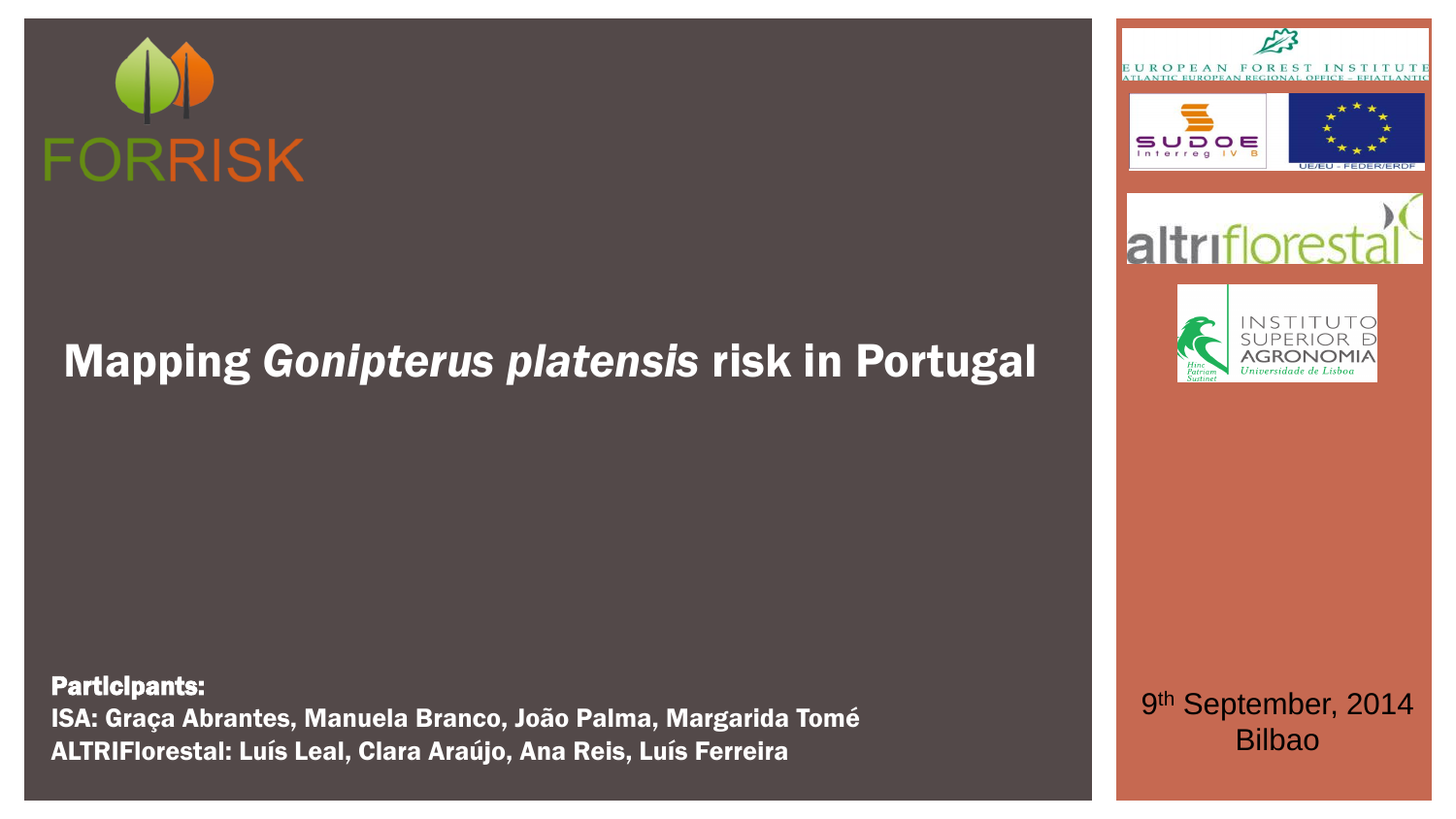FORRISK

EUROPEAN FOREST INSTITUTE
ATLANTIC EUROPEAN REGIONAL OFFICE – EFIATLANTIC

SUDOE Interreg IV B

UE/EU - FEDER/ERDF

altriflorestal

INSTITUTO SUPERIOR DE AGRONOMIA
Universidade de Lisboa

# Mapping *Gonipterus platensis* risk in Portugal

**Participants:**

**ISA: Graça Abrantes, Manuela Branco, João Palma, Margarida Tomé**

**ALTRIFlorestal: Luís Leal, Clara Araújo, Ana Reis, Luís Ferreira**

9th September, 2014
Bilbao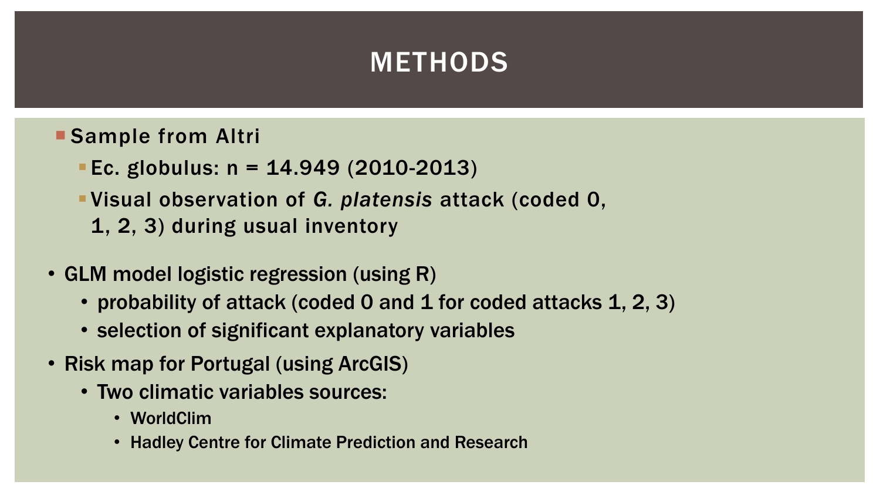# METHODS

- Sample from Altri
  - Ec. globulus: n = 14.949 (2010-2013)
  - Visual observation of *G. platensis* attack (coded 0, 1, 2, 3) during usual inventory

- GLM model logistic regression (using R)
  - probability of attack (coded 0 and 1 for coded attacks 1, 2, 3)
  - selection of significant explanatory variables
- Risk map for Portugal (using ArcGIS)
  - Two climatic variables sources:
    - WorldClim
    - Hadley Centre for Climate Prediction and Research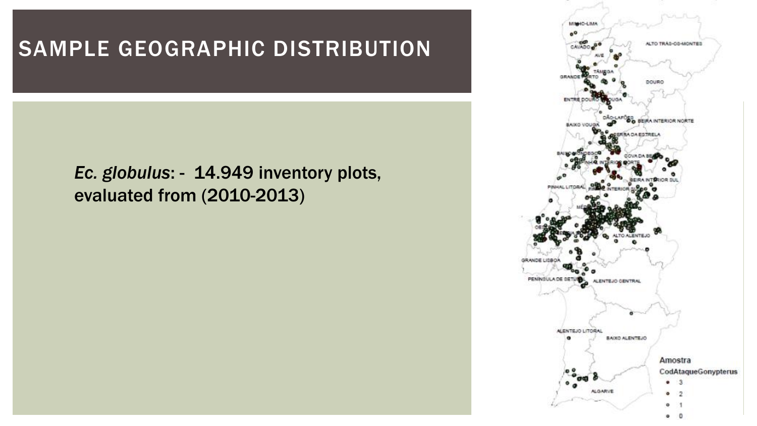# SAMPLE GEOGRAPHIC DISTRIBUTION

*Ec. globulus*: - 14.949 inventory plots, evaluated from (2010-2013)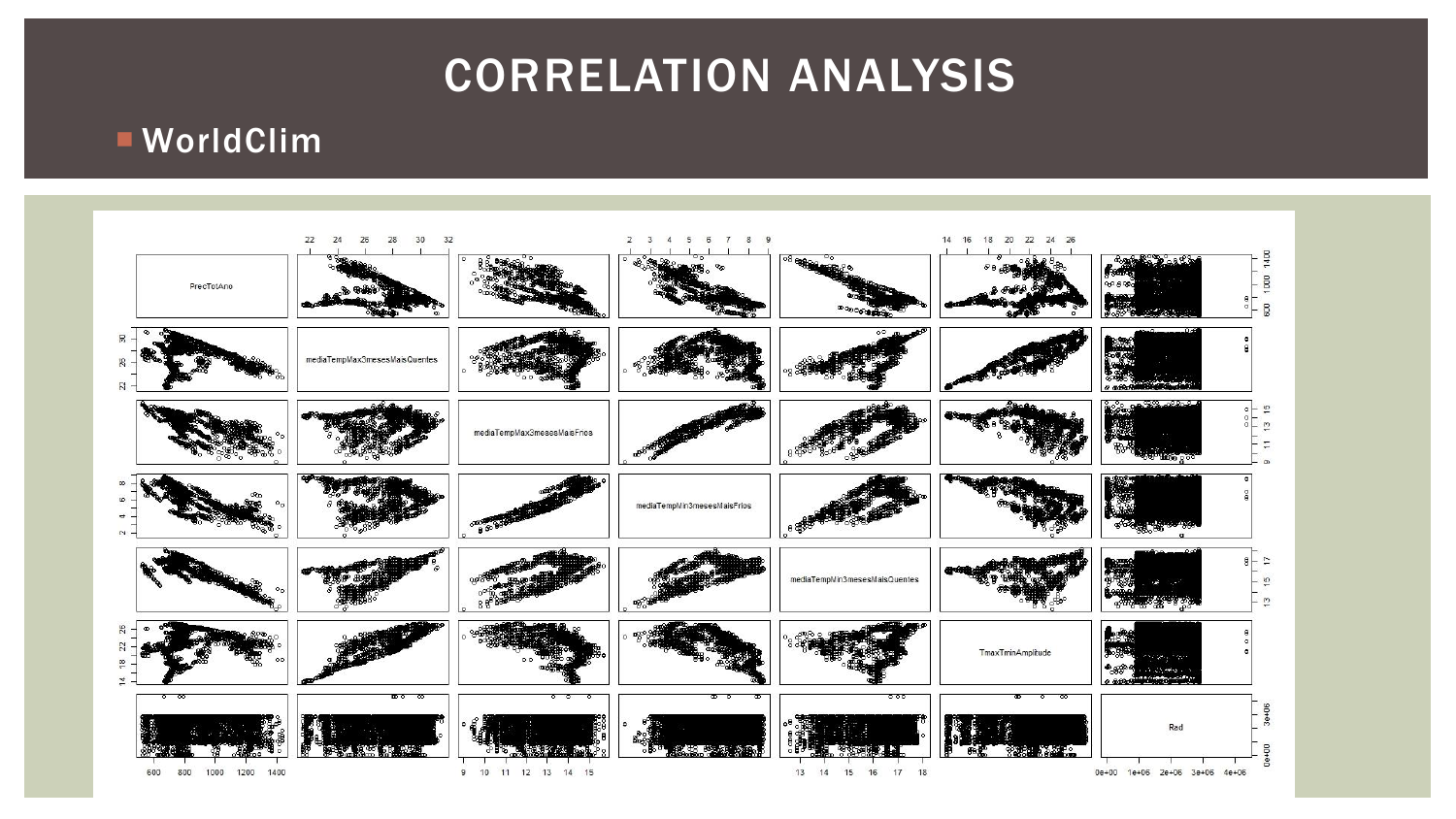# CORRELATION ANALYSIS

- WorldClim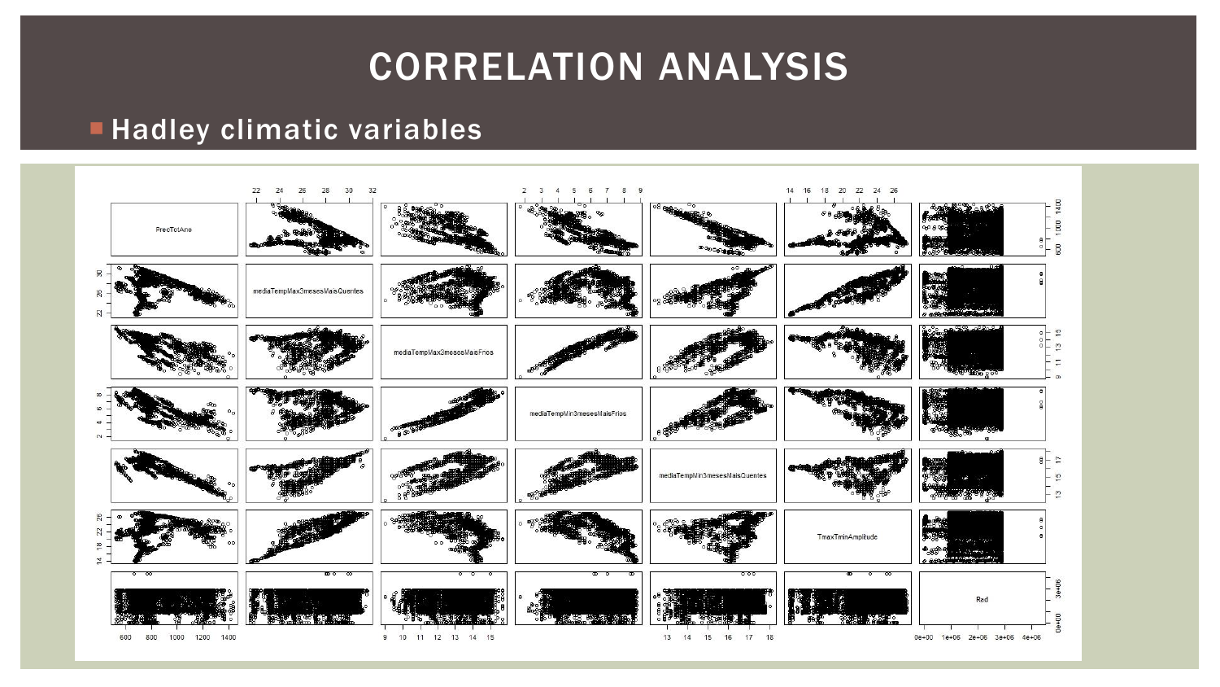# CORRELATION ANALYSIS

- Hadley climatic variables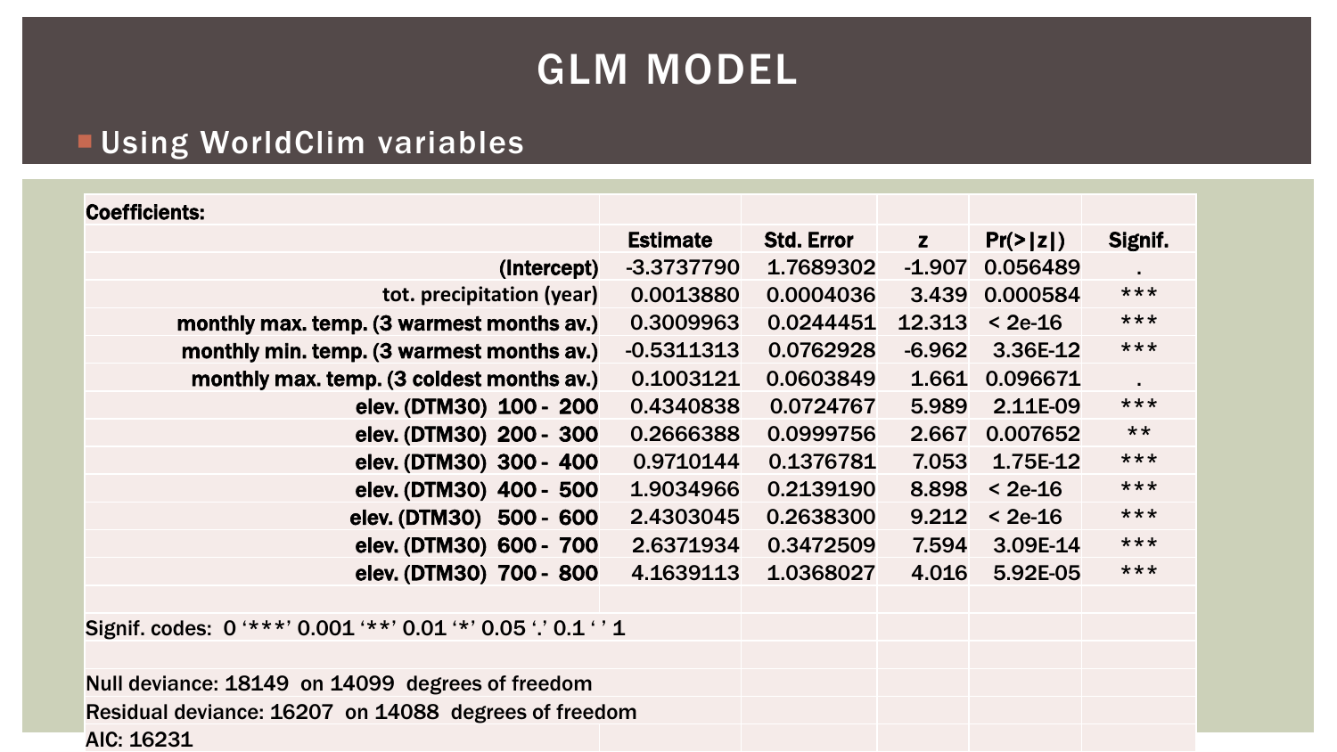# GLM MODEL

- Using WorldClim variables

| Coefficients: | | | | | |
|---|---|---|---|---|---|
| | Estimate | Std. Error | z | Pr(>\|z\|) | Signif. |
| (Intercept) | -3.3737790 | 1.7689302 | -1.907 | 0.056489 | . |
| tot. precipitation (year) | 0.0013880 | 0.0004036 | 3.439 | 0.000584 | *** |
| monthly max. temp. (3 warmest months av.) | 0.3009963 | 0.0244451 | 12.313 | < 2e-16 | *** |
| monthly min. temp. (3 warmest months av.) | -0.5311313 | 0.0762928 | -6.962 | 3.36E-12 | *** |
| monthly max. temp. (3 coldest months av.) | 0.1003121 | 0.0603849 | 1.661 | 0.096671 | . |
| elev. (DTM30) 100 - 200 | 0.4340838 | 0.0724767 | 5.989 | 2.11E-09 | *** |
| elev. (DTM30) 200 - 300 | 0.2666388 | 0.0999756 | 2.667 | 0.007652 | ** |
| elev. (DTM30) 300 - 400 | 0.9710144 | 0.1376781 | 7.053 | 1.75E-12 | *** |
| elev. (DTM30) 400 - 500 | 1.9034966 | 0.2139190 | 8.898 | < 2e-16 | *** |
| elev. (DTM30) 500 - 600 | 2.4303045 | 0.2638300 | 9.212 | < 2e-16 | *** |
| elev. (DTM30) 600 - 700 | 2.6371934 | 0.3472509 | 7.594 | 3.09E-14 | *** |
| elev. (DTM30) 700 - 800 | 4.1639113 | 1.0368027 | 4.016 | 5.92E-05 | *** |

Signif. codes: 0 '***' 0.001 '**' 0.01 '*' 0.05 '.' 0.1 ' ' 1

Null deviance: 18149 on 14099 degrees of freedom

Residual deviance: 16207 on 14088 degrees of freedom

AIC: 16231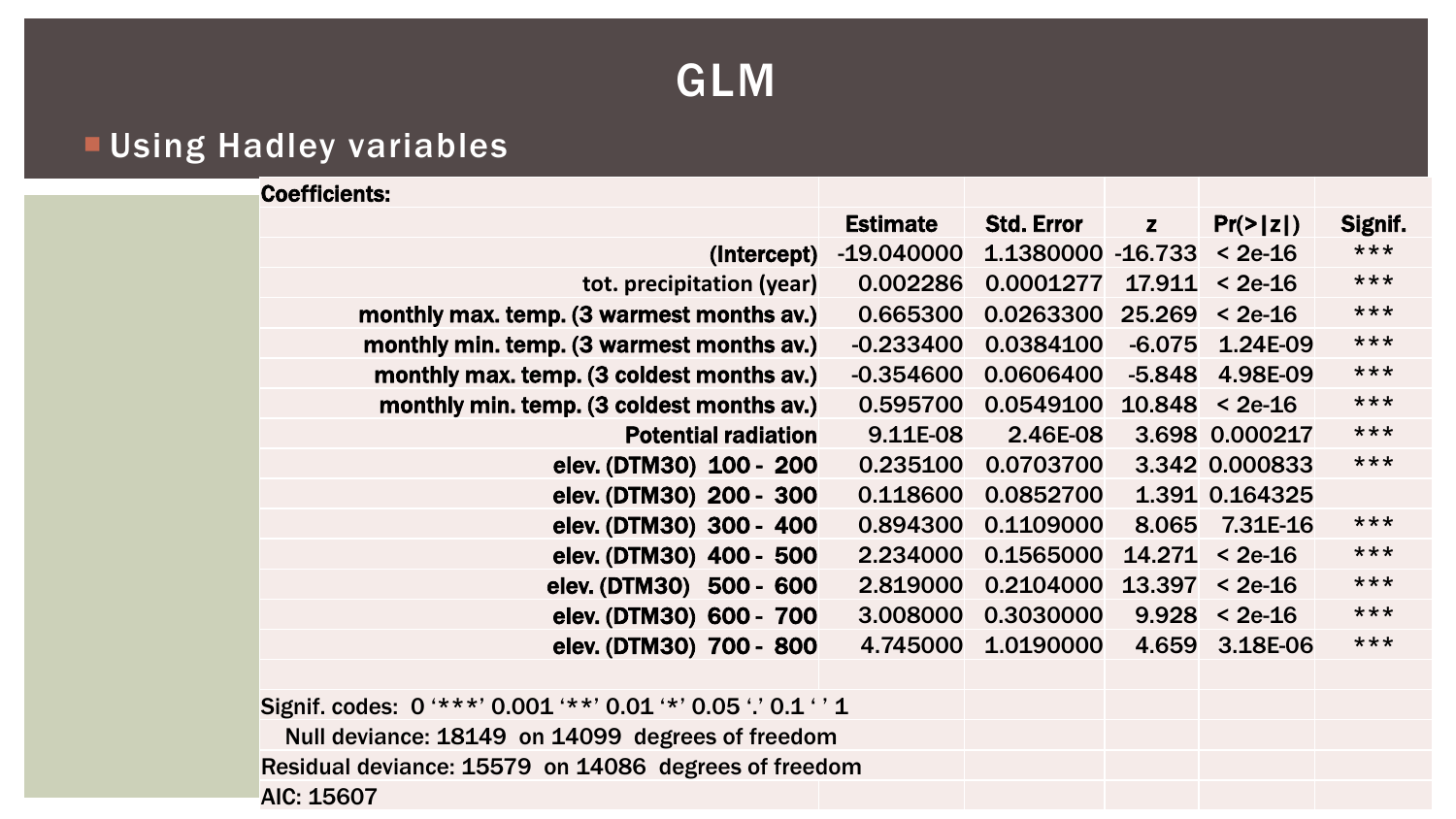# GLM

- Using Hadley variables

**Coefficients:**

| | Estimate | Std. Error | z | Pr(>\|z\|) | Signif. |
|---|---|---|---|---|---|
| (Intercept) | -19.040000 | 1.1380000 | -16.733 | < 2e-16 | *** |
| tot. precipitation (year) | 0.002286 | 0.0001277 | 17.911 | < 2e-16 | *** |
| monthly max. temp. (3 warmest months av.) | 0.665300 | 0.0263300 | 25.269 | < 2e-16 | *** |
| monthly min. temp. (3 warmest months av.) | -0.233400 | 0.0384100 | -6.075 | 1.24E-09 | *** |
| monthly max. temp. (3 coldest months av.) | -0.354600 | 0.0606400 | -5.848 | 4.98E-09 | *** |
| monthly min. temp. (3 coldest months av.) | 0.595700 | 0.0549100 | 10.848 | < 2e-16 | *** |
| Potential radiation | 9.11E-08 | 2.46E-08 | 3.698 | 0.000217 | *** |
| elev. (DTM30) 100 - 200 | 0.235100 | 0.0703700 | 3.342 | 0.000833 | *** |
| elev. (DTM30) 200 - 300 | 0.118600 | 0.0852700 | 1.391 | 0.164325 | |
| elev. (DTM30) 300 - 400 | 0.894300 | 0.1109000 | 8.065 | 7.31E-16 | *** |
| elev. (DTM30) 400 - 500 | 2.234000 | 0.1565000 | 14.271 | < 2e-16 | *** |
| elev. (DTM30) 500 - 600 | 2.819000 | 0.2104000 | 13.397 | < 2e-16 | *** |
| elev. (DTM30) 600 - 700 | 3.008000 | 0.3030000 | 9.928 | < 2e-16 | *** |
| elev. (DTM30) 700 - 800 | 4.745000 | 1.0190000 | 4.659 | 3.18E-06 | *** |

Signif. codes: 0 '***' 0.001 '**' 0.01 '*' 0.05 '.' 0.1 ' ' 1

Null deviance: 18149 on 14099 degrees of freedom

Residual deviance: 15579 on 14086 degrees of freedom

AIC: 15607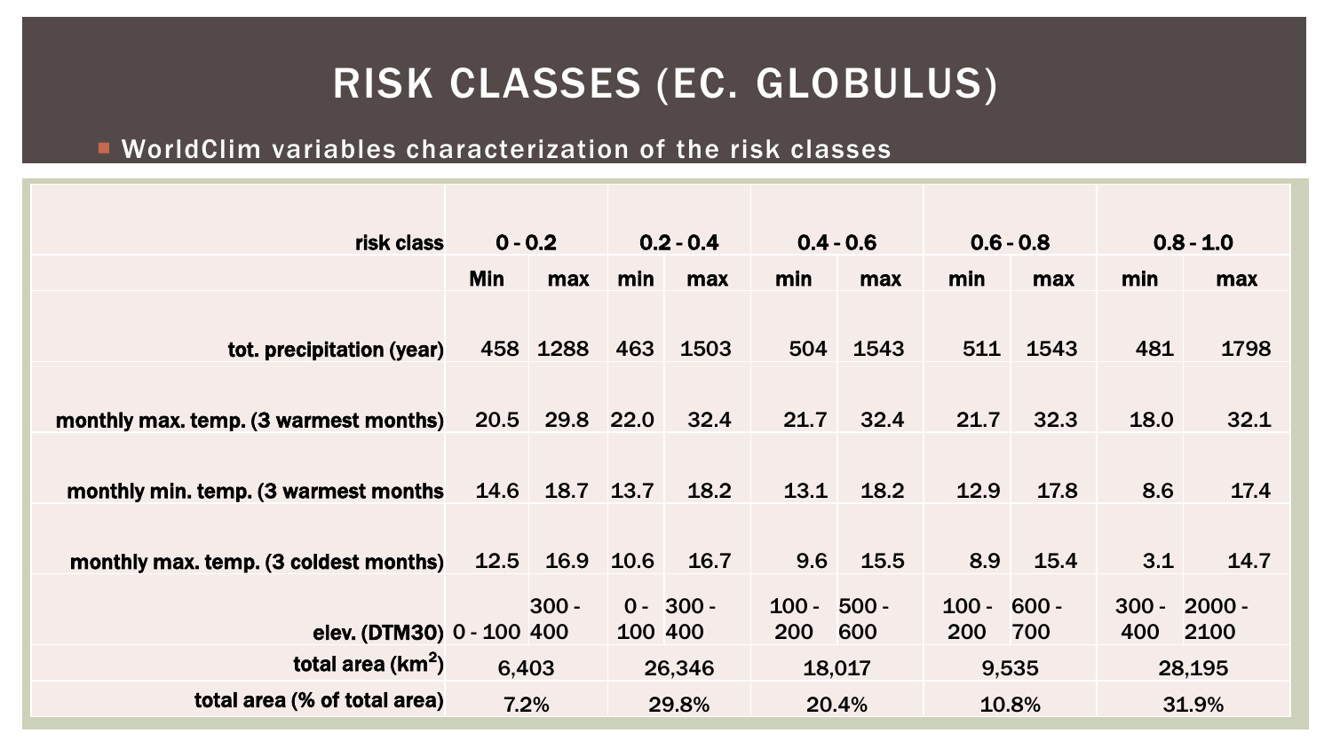# RISK CLASSES (EC. GLOBULUS)

- WorldClim variables characterization of the risk classes

| risk class | 0 - 0.2 | | 0.2 - 0.4 | | 0.4 - 0.6 | | 0.6 - 0.8 | | 0.8 - 1.0 | |
|---|---|---|---|---|---|---|---|---|---|---|
| | Min | max | min | max | min | max | min | max | min | max |
| tot. precipitation (year) | 458 | 1288 | 463 | 1503 | 504 | 1543 | 511 | 1543 | 481 | 1798 |
| monthly max. temp. (3 warmest months) | 20.5 | 29.8 | 22.0 | 32.4 | 21.7 | 32.4 | 21.7 | 32.3 | 18.0 | 32.1 |
| monthly min. temp. (3 warmest months | 14.6 | 18.7 | 13.7 | 18.2 | 13.1 | 18.2 | 12.9 | 17.8 | 8.6 | 17.4 |
| monthly max. temp. (3 coldest months) | 12.5 | 16.9 | 10.6 | 16.7 | 9.6 | 15.5 | 8.9 | 15.4 | 3.1 | 14.7 |
| elev. (DTM30) | 0 - 100 | 300 - 400 | 0 - 100 | 300 - 400 | 100 - 200 | 500 - 600 | 100 - 200 | 600 - 700 | 300 - 400 | 2000 - 2100 |
| total area (km$^2$) | 6,403 | | 26,346 | | 18,017 | | 9,535 | | 28,195 | |
| total area (% of total area) | 7.2% | | 29.8% | | 20.4% | | 10.8% | | 31.9% | |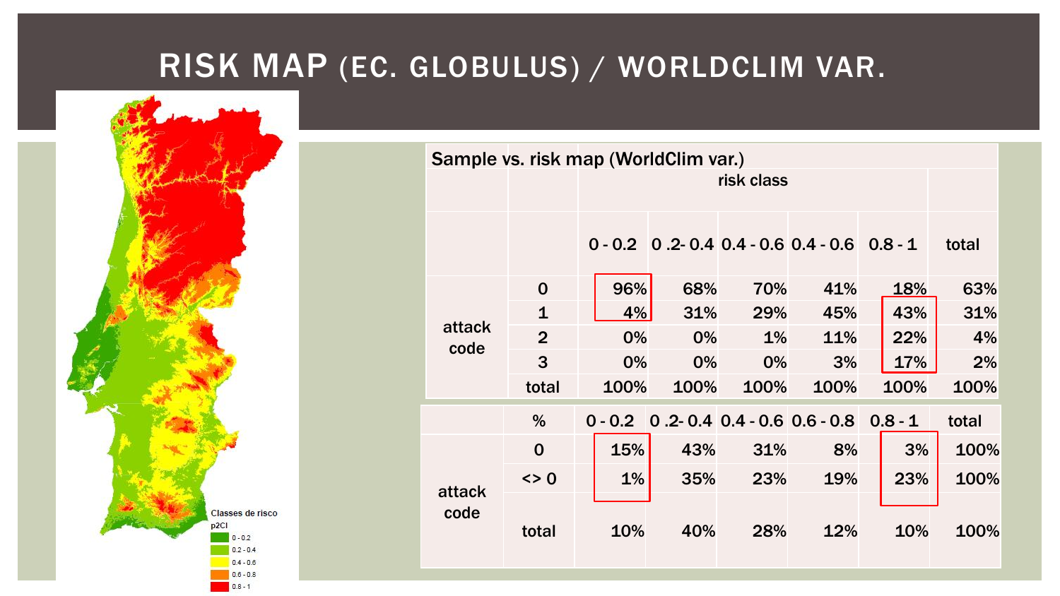# RISK MAP (EC. GLOBULUS) / WORLDCLIM VAR.

Classes de risco p2CI

- 0 - 0.2
- 0.2 - 0.4
- 0.4 - 0.6
- 0.6 - 0.8
- 0.8 - 1

**Sample vs. risk map (WorldClim var.)**

| | | risk class | | | | | |
|---|---|---|---|---|---|---|---|
| | | 0 - 0.2 | 0 .2- 0.4 | 0.4 - 0.6 | 0.4 - 0.6 | 0.8 - 1 | total |
| attack code | 0 | 96% | 68% | 70% | 41% | 18% | 63% |
| | 1 | 4% | 31% | 29% | 45% | 43% | 31% |
| | 2 | 0% | 0% | 1% | 11% | 22% | 4% |
| | 3 | 0% | 0% | 0% | 3% | 17% | 2% |
| | total | 100% | 100% | 100% | 100% | 100% | 100% |

| | % | 0 - 0.2 | 0 .2- 0.4 | 0.4 - 0.6 | 0.6 - 0.8 | 0.8 - 1 | total |
|---|---|---|---|---|---|---|---|
| attack code | 0 | 15% | 43% | 31% | 8% | 3% | 100% |
| | <> 0 | 1% | 35% | 23% | 19% | 23% | 100% |
| | total | 10% | 40% | 28% | 12% | 10% | 100% |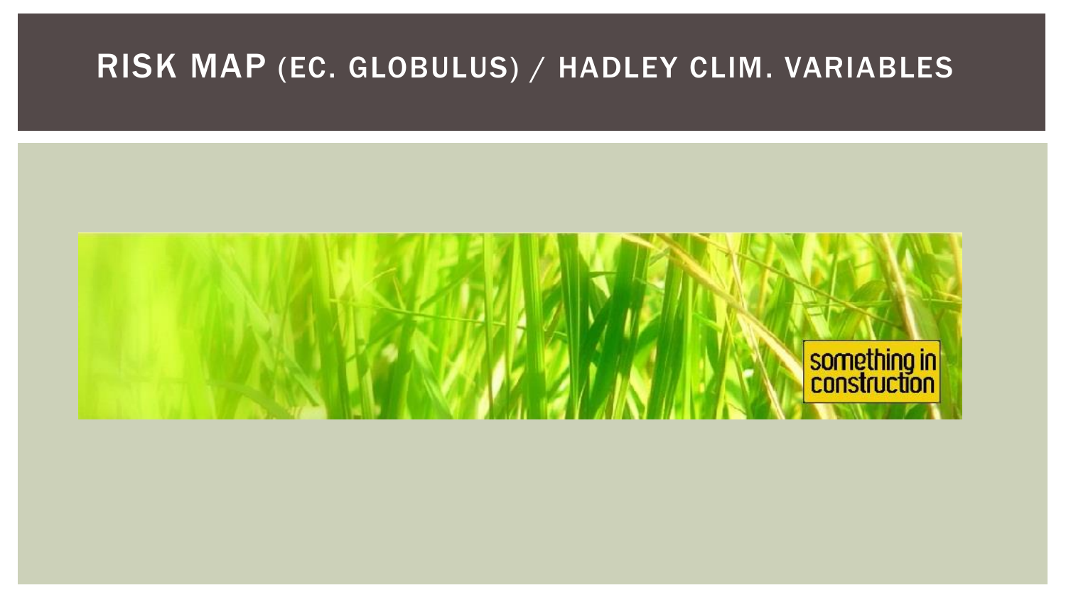# RISK MAP (EC. GLOBULUS) / HADLEY CLIM. VARIABLES

something in construction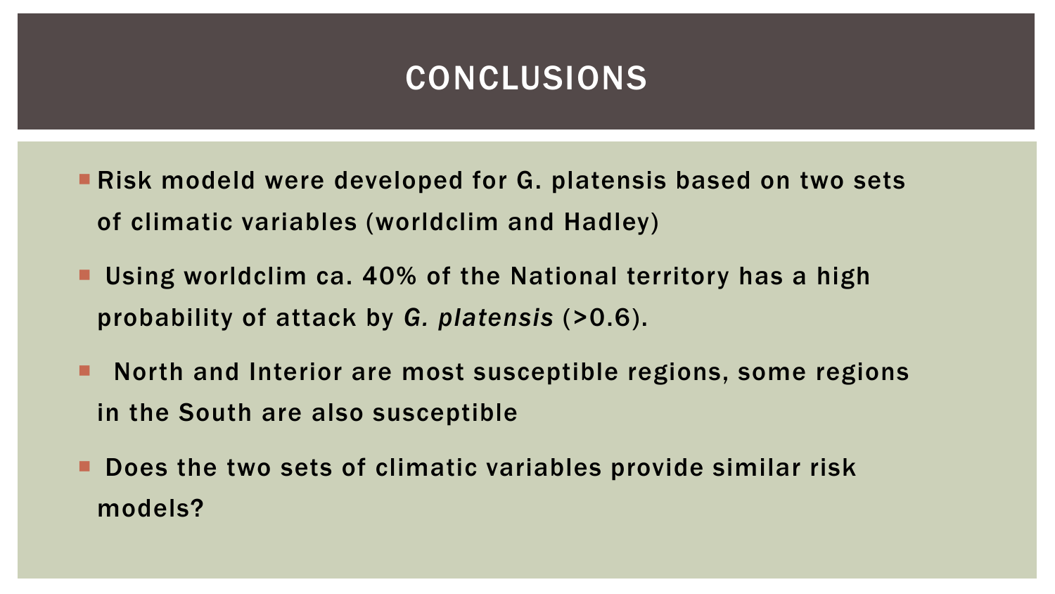# CONCLUSIONS

- Risk modeld were developed for G. platensis based on two sets of climatic variables (worldclim and Hadley)
- Using worldclim ca. 40% of the National territory has a high probability of attack by *G. platensis* (>0.6).
- North and Interior are most susceptible regions, some regions in the South are also susceptible
- Does the two sets of climatic variables provide similar risk models?